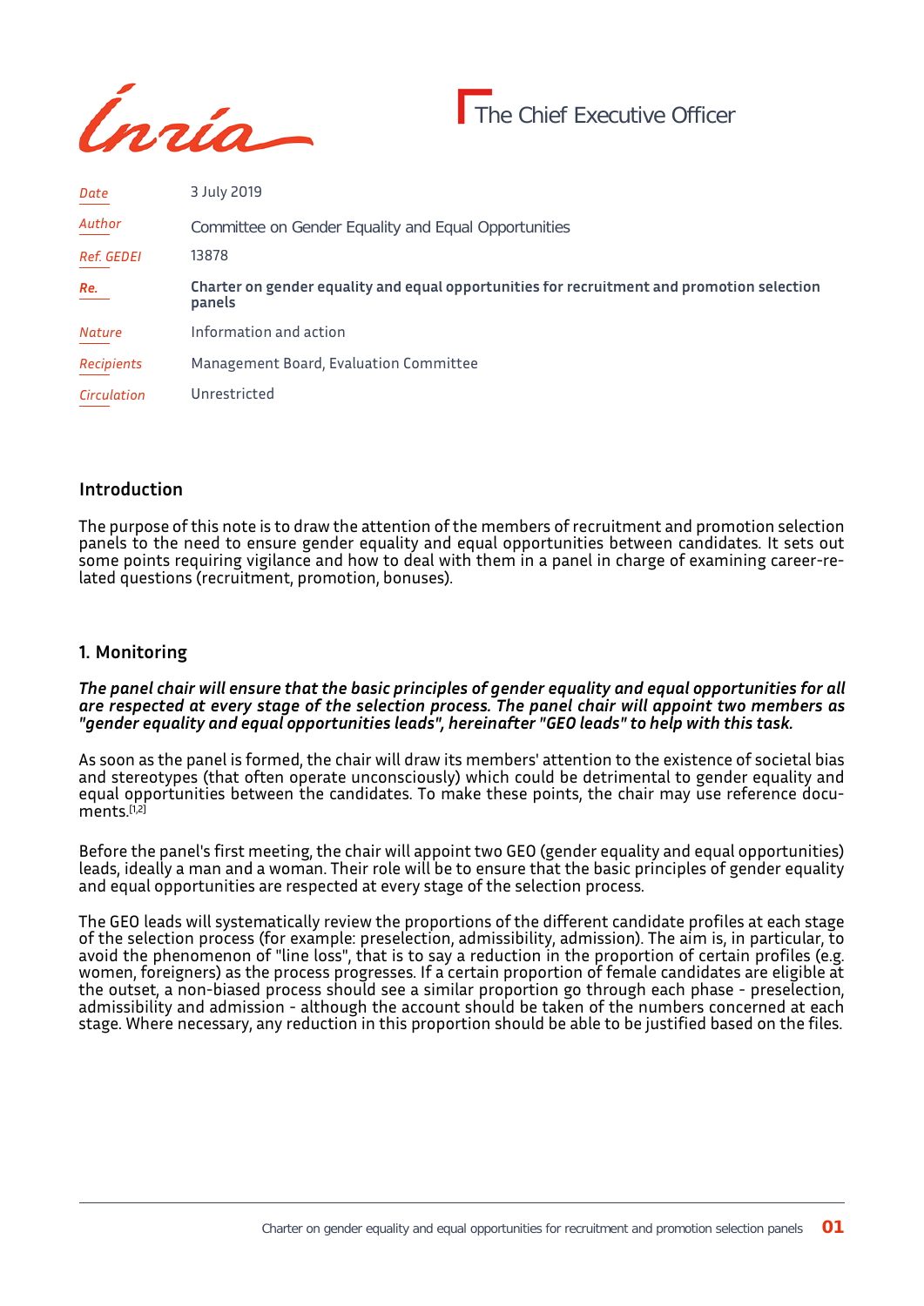The Chief Executive Officer

| | |
|---|---|
| *Date* | 3 July 2019 |
| *Author* | Committee on Gender Equality and Equal Opportunities |
| *Ref. GEDEI* | 13878 |
| ***Re.*** | **Charter on gender equality and equal opportunities for recruitment and promotion selection panels** |
| *Nature* | Information and action |
| *Recipients* | Management Board, Evaluation Committee |
| *Circulation* | Unrestricted |

## Introduction

The purpose of this note is to draw the attention of the members of recruitment and promotion selection panels to the need to ensure gender equality and equal opportunities between candidates. It sets out some points requiring vigilance and how to deal with them in a panel in charge of examining career-related questions (recruitment, promotion, bonuses).

## 1. Monitoring

***The panel chair will ensure that the basic principles of gender equality and equal opportunities for all are respected at every stage of the selection process. The panel chair will appoint two members as "gender equality and equal opportunities leads", hereinafter "GEO leads" to help with this task.***

As soon as the panel is formed, the chair will draw its members' attention to the existence of societal bias and stereotypes (that often operate unconsciously) which could be detrimental to gender equality and equal opportunities between the candidates. To make these points, the chair may use reference documents.[1,2]

Before the panel's first meeting, the chair will appoint two GEO (gender equality and equal opportunities) leads, ideally a man and a woman. Their role will be to ensure that the basic principles of gender equality and equal opportunities are respected at every stage of the selection process.

The GEO leads will systematically review the proportions of the different candidate profiles at each stage of the selection process (for example: preselection, admissibility, admission). The aim is, in particular, to avoid the phenomenon of "line loss", that is to say a reduction in the proportion of certain profiles (e.g. women, foreigners) as the process progresses. If a certain proportion of female candidates are eligible at the outset, a non-biased process should see a similar proportion go through each phase - preselection, admissibility and admission - although the account should be taken of the numbers concerned at each stage. Where necessary, any reduction in this proportion should be able to be justified based on the files.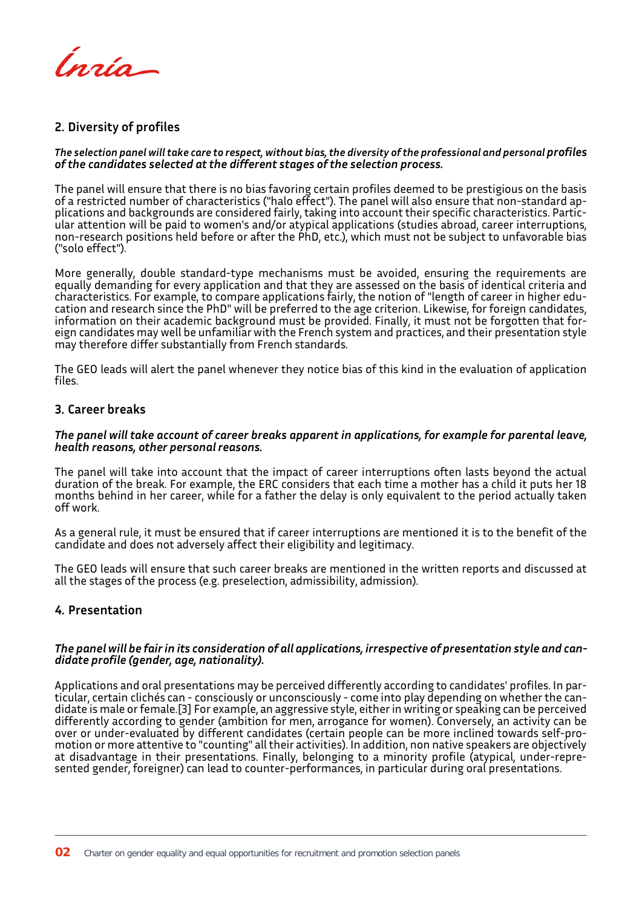## 2. Diversity of profiles

***The selection panel will take care to respect, without bias, the diversity of the professional and personal profiles of the candidates selected at the different stages of the selection process.***

The panel will ensure that there is no bias favoring certain profiles deemed to be prestigious on the basis of a restricted number of characteristics ("halo effect"). The panel will also ensure that non-standard applications and backgrounds are considered fairly, taking into account their specific characteristics. Particular attention will be paid to women's and/or atypical applications (studies abroad, career interruptions, non-research positions held before or after the PhD, etc.), which must not be subject to unfavorable bias ("solo effect").

More generally, double standard-type mechanisms must be avoided, ensuring the requirements are equally demanding for every application and that they are assessed on the basis of identical criteria and characteristics. For example, to compare applications fairly, the notion of "length of career in higher education and research since the PhD" will be preferred to the age criterion. Likewise, for foreign candidates, information on their academic background must be provided. Finally, it must not be forgotten that foreign candidates may well be unfamiliar with the French system and practices, and their presentation style may therefore differ substantially from French standards.

The GEO leads will alert the panel whenever they notice bias of this kind in the evaluation of application files.

## 3. Career breaks

***The panel will take account of career breaks apparent in applications, for example for parental leave, health reasons, other personal reasons.***

The panel will take into account that the impact of career interruptions often lasts beyond the actual duration of the break. For example, the ERC considers that each time a mother has a child it puts her 18 months behind in her career, while for a father the delay is only equivalent to the period actually taken off work.

As a general rule, it must be ensured that if career interruptions are mentioned it is to the benefit of the candidate and does not adversely affect their eligibility and legitimacy.

The GEO leads will ensure that such career breaks are mentioned in the written reports and discussed at all the stages of the process (e.g. preselection, admissibility, admission).

## 4. Presentation

***The panel will be fair in its consideration of all applications, irrespective of presentation style and candidate profile (gender, age, nationality).***

Applications and oral presentations may be perceived differently according to candidates' profiles. In particular, certain clichés can - consciously or unconsciously - come into play depending on whether the candidate is male or female.[3] For example, an aggressive style, either in writing or speaking can be perceived differently according to gender (ambition for men, arrogance for women). Conversely, an activity can be over or under-evaluated by different candidates (certain people can be more inclined towards self-promotion or more attentive to "counting" all their activities). In addition, non native speakers are objectively at disadvantage in their presentations. Finally, belonging to a minority profile (atypical, under-represented gender, foreigner) can lead to counter-performances, in particular during oral presentations.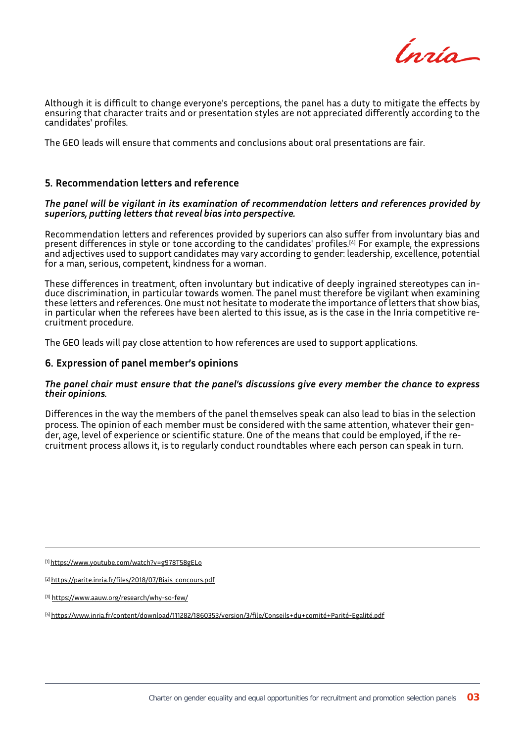Although it is difficult to change everyone's perceptions, the panel has a duty to mitigate the effects by ensuring that character traits and or presentation styles are not appreciated differently according to the candidates' profiles.

The GEO leads will ensure that comments and conclusions about oral presentations are fair.

## 5. Recommendation letters and reference

***The panel will be vigilant in its examination of recommendation letters and references provided by superiors, putting letters that reveal bias into perspective.***

Recommendation letters and references provided by superiors can also suffer from involuntary bias and present differences in style or tone according to the candidates' profiles.[4] For example, the expressions and adjectives used to support candidates may vary according to gender: leadership, excellence, potential for a man, serious, competent, kindness for a woman.

These differences in treatment, often involuntary but indicative of deeply ingrained stereotypes can induce discrimination, in particular towards women. The panel must therefore be vigilant when examining these letters and references. One must not hesitate to moderate the importance of letters that show bias, in particular when the referees have been alerted to this issue, as is the case in the Inria competitive recruitment procedure.

The GEO leads will pay close attention to how references are used to support applications.

## 6. Expression of panel member's opinions

***The panel chair must ensure that the panel's discussions give every member the chance to express their opinions.***

Differences in the way the members of the panel themselves speak can also lead to bias in the selection process. The opinion of each member must be considered with the same attention, whatever their gender, age, level of experience or scientific stature. One of the means that could be employed, if the recruitment process allows it, is to regularly conduct roundtables where each person can speak in turn.

---

[1] https://www.youtube.com/watch?v=g978T58gELo

[2] https://parite.inria.fr/files/2018/07/Biais_concours.pdf

[3] https://www.aauw.org/research/why-so-few/

[4] https://www.inria.fr/content/download/111282/1860353/version/3/file/Conseils+du+comité+Parité-Egalité.pdf